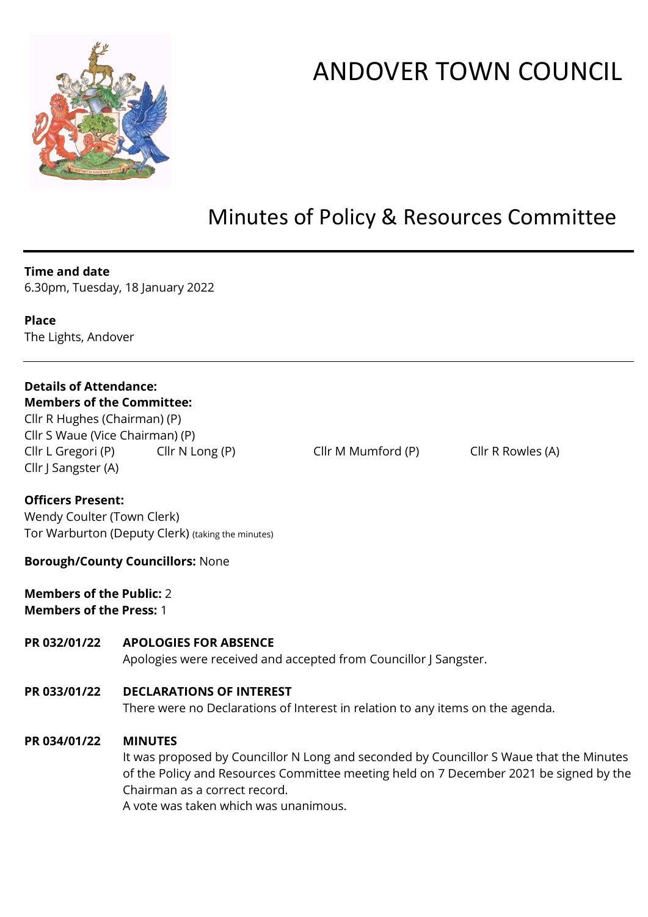# ANDOVER TOWN COUNCIL

## Minutes of Policy & Resources Committee

**Time and date**
6.30pm, Tuesday, 18 January 2022

**Place**
The Lights, Andover

---

**Details of Attendance:**
**Members of the Committee:**
Cllr R Hughes (Chairman) (P)
Cllr S Waue (Vice Chairman) (P)
Cllr L Gregori (P) Cllr N Long (P) Cllr M Mumford (P) Cllr R Rowles (A)
Cllr J Sangster (A)

**Officers Present:**
Wendy Coulter (Town Clerk)
Tor Warburton (Deputy Clerk) (taking the minutes)

**Borough/County Councillors:** None

**Members of the Public:** 2
**Members of the Press:** 1

**PR 032/01/22 APOLOGIES FOR ABSENCE**
Apologies were received and accepted from Councillor J Sangster.

**PR 033/01/22 DECLARATIONS OF INTEREST**
There were no Declarations of Interest in relation to any items on the agenda.

**PR 034/01/22 MINUTES**
It was proposed by Councillor N Long and seconded by Councillor S Waue that the Minutes of the Policy and Resources Committee meeting held on 7 December 2021 be signed by the Chairman as a correct record.
A vote was taken which was unanimous.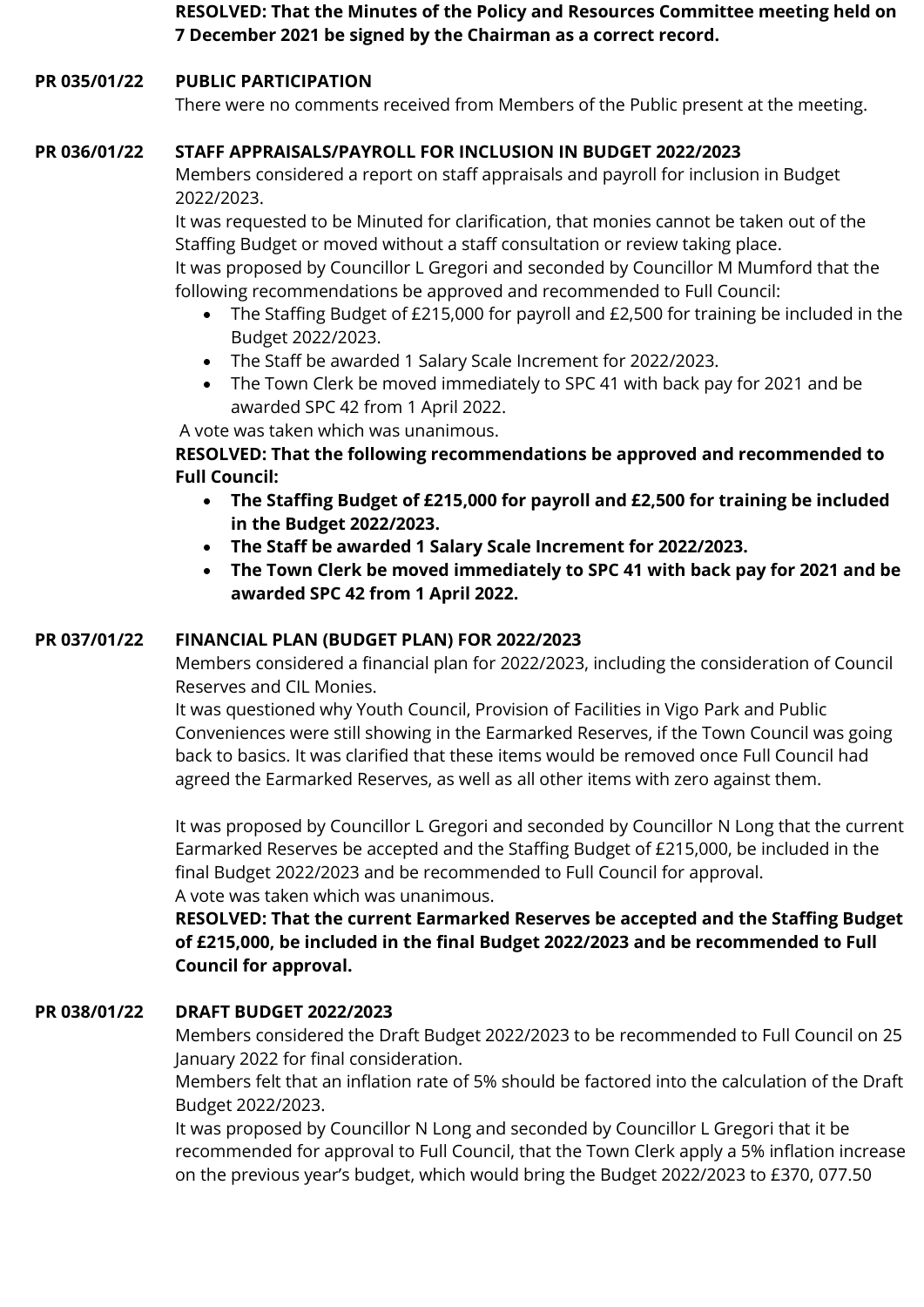**RESOLVED: That the Minutes of the Policy and Resources Committee meeting held on 7 December 2021 be signed by the Chairman as a correct record.**

**PR 035/01/22 PUBLIC PARTICIPATION**

There were no comments received from Members of the Public present at the meeting.

**PR 036/01/22 STAFF APPRAISALS/PAYROLL FOR INCLUSION IN BUDGET 2022/2023**

Members considered a report on staff appraisals and payroll for inclusion in Budget 2022/2023.

It was requested to be Minuted for clarification, that monies cannot be taken out of the Staffing Budget or moved without a staff consultation or review taking place.

It was proposed by Councillor L Gregori and seconded by Councillor M Mumford that the following recommendations be approved and recommended to Full Council:

- The Staffing Budget of £215,000 for payroll and £2,500 for training be included in the Budget 2022/2023.
- The Staff be awarded 1 Salary Scale Increment for 2022/2023.
- The Town Clerk be moved immediately to SPC 41 with back pay for 2021 and be awarded SPC 42 from 1 April 2022.

A vote was taken which was unanimous.

**RESOLVED: That the following recommendations be approved and recommended to Full Council:**

- **The Staffing Budget of £215,000 for payroll and £2,500 for training be included in the Budget 2022/2023.**
- **The Staff be awarded 1 Salary Scale Increment for 2022/2023.**
- **The Town Clerk be moved immediately to SPC 41 with back pay for 2021 and be awarded SPC 42 from 1 April 2022.**

**PR 037/01/22 FINANCIAL PLAN (BUDGET PLAN) FOR 2022/2023**

Members considered a financial plan for 2022/2023, including the consideration of Council Reserves and CIL Monies.

It was questioned why Youth Council, Provision of Facilities in Vigo Park and Public Conveniences were still showing in the Earmarked Reserves, if the Town Council was going back to basics. It was clarified that these items would be removed once Full Council had agreed the Earmarked Reserves, as well as all other items with zero against them.

It was proposed by Councillor L Gregori and seconded by Councillor N Long that the current Earmarked Reserves be accepted and the Staffing Budget of £215,000, be included in the final Budget 2022/2023 and be recommended to Full Council for approval.

A vote was taken which was unanimous.

**RESOLVED: That the current Earmarked Reserves be accepted and the Staffing Budget of £215,000, be included in the final Budget 2022/2023 and be recommended to Full Council for approval.**

**PR 038/01/22 DRAFT BUDGET 2022/2023**

Members considered the Draft Budget 2022/2023 to be recommended to Full Council on 25 January 2022 for final consideration.

Members felt that an inflation rate of 5% should be factored into the calculation of the Draft Budget 2022/2023.

It was proposed by Councillor N Long and seconded by Councillor L Gregori that it be recommended for approval to Full Council, that the Town Clerk apply a 5% inflation increase on the previous year's budget, which would bring the Budget 2022/2023 to £370, 077.50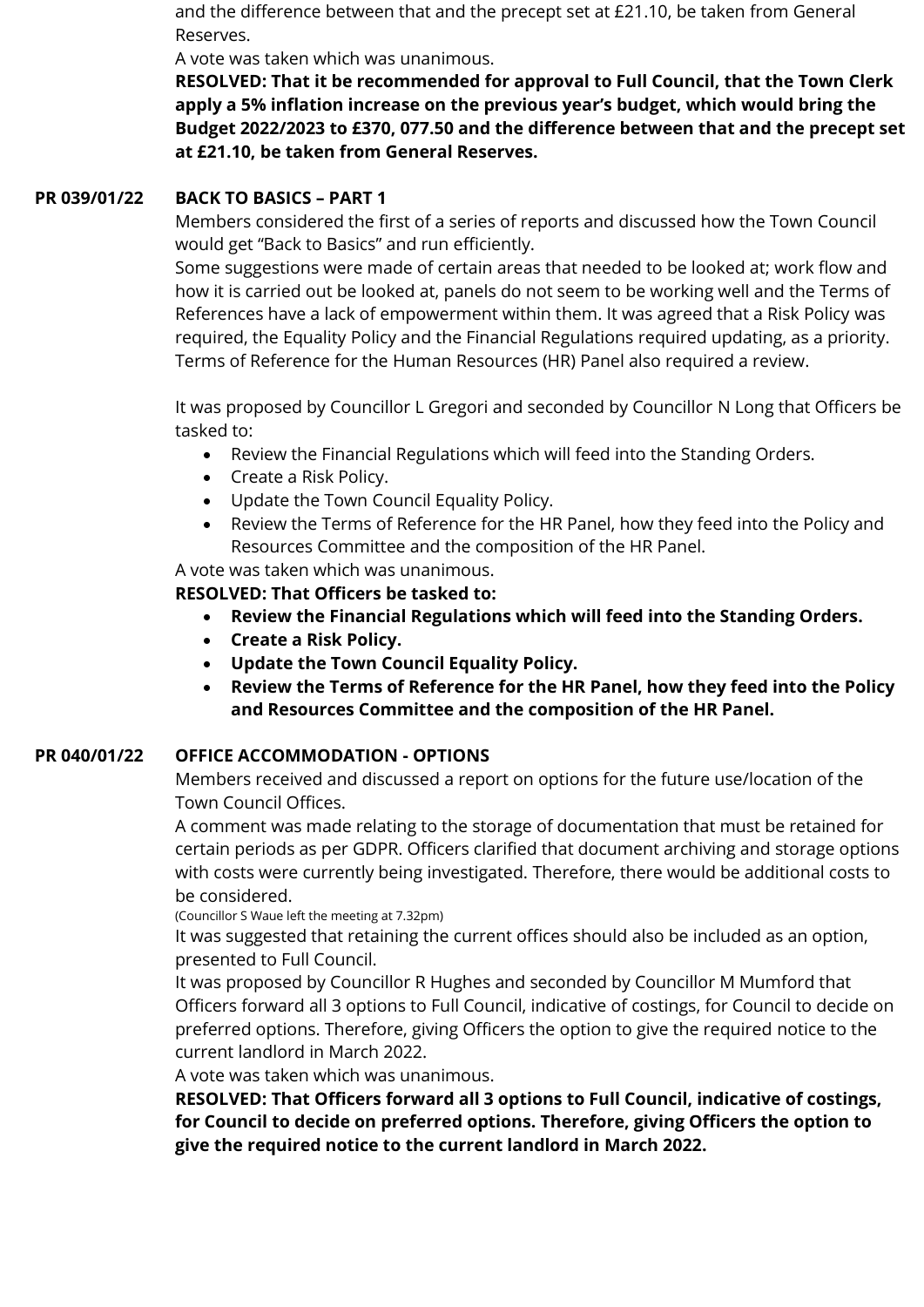and the difference between that and the precept set at £21.10, be taken from General Reserves.

A vote was taken which was unanimous.

**RESOLVED: That it be recommended for approval to Full Council, that the Town Clerk apply a 5% inflation increase on the previous year's budget, which would bring the Budget 2022/2023 to £370, 077.50 and the difference between that and the precept set at £21.10, be taken from General Reserves.**

**PR 039/01/22 BACK TO BASICS – PART 1**

Members considered the first of a series of reports and discussed how the Town Council would get "Back to Basics" and run efficiently.

Some suggestions were made of certain areas that needed to be looked at; work flow and how it is carried out be looked at, panels do not seem to be working well and the Terms of References have a lack of empowerment within them. It was agreed that a Risk Policy was required, the Equality Policy and the Financial Regulations required updating, as a priority. Terms of Reference for the Human Resources (HR) Panel also required a review.

It was proposed by Councillor L Gregori and seconded by Councillor N Long that Officers be tasked to:

- Review the Financial Regulations which will feed into the Standing Orders.
- Create a Risk Policy.
- Update the Town Council Equality Policy.
- Review the Terms of Reference for the HR Panel, how they feed into the Policy and Resources Committee and the composition of the HR Panel.

A vote was taken which was unanimous.

**RESOLVED: That Officers be tasked to:**

- **Review the Financial Regulations which will feed into the Standing Orders.**
- **Create a Risk Policy.**
- **Update the Town Council Equality Policy.**
- **Review the Terms of Reference for the HR Panel, how they feed into the Policy and Resources Committee and the composition of the HR Panel.**

**PR 040/01/22 OFFICE ACCOMMODATION - OPTIONS**

Members received and discussed a report on options for the future use/location of the Town Council Offices.

A comment was made relating to the storage of documentation that must be retained for certain periods as per GDPR. Officers clarified that document archiving and storage options with costs were currently being investigated. Therefore, there would be additional costs to be considered.

(Councillor S Waue left the meeting at 7.32pm)

It was suggested that retaining the current offices should also be included as an option, presented to Full Council.

It was proposed by Councillor R Hughes and seconded by Councillor M Mumford that Officers forward all 3 options to Full Council, indicative of costings, for Council to decide on preferred options. Therefore, giving Officers the option to give the required notice to the current landlord in March 2022.

A vote was taken which was unanimous.

**RESOLVED: That Officers forward all 3 options to Full Council, indicative of costings, for Council to decide on preferred options. Therefore, giving Officers the option to give the required notice to the current landlord in March 2022.**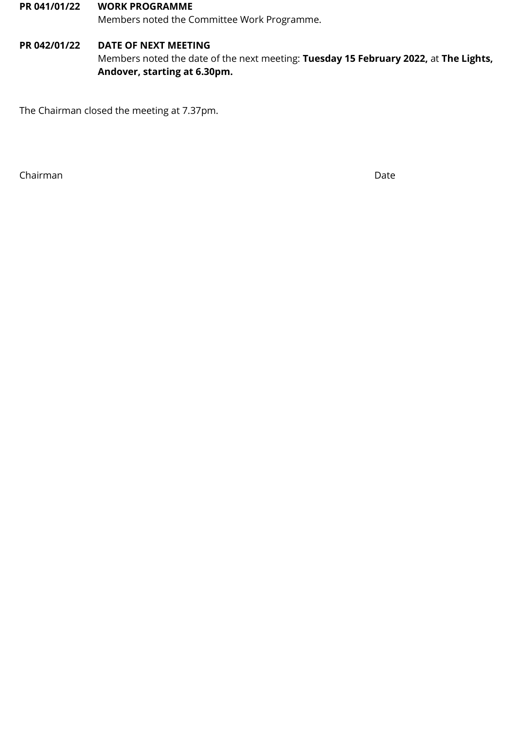**PR 041/01/22 WORK PROGRAMME**

Members noted the Committee Work Programme.

**PR 042/01/22 DATE OF NEXT MEETING**

Members noted the date of the next meeting: **Tuesday 15 February 2022,** at **The Lights, Andover, starting at 6.30pm.**

The Chairman closed the meeting at 7.37pm.

Chairman Date